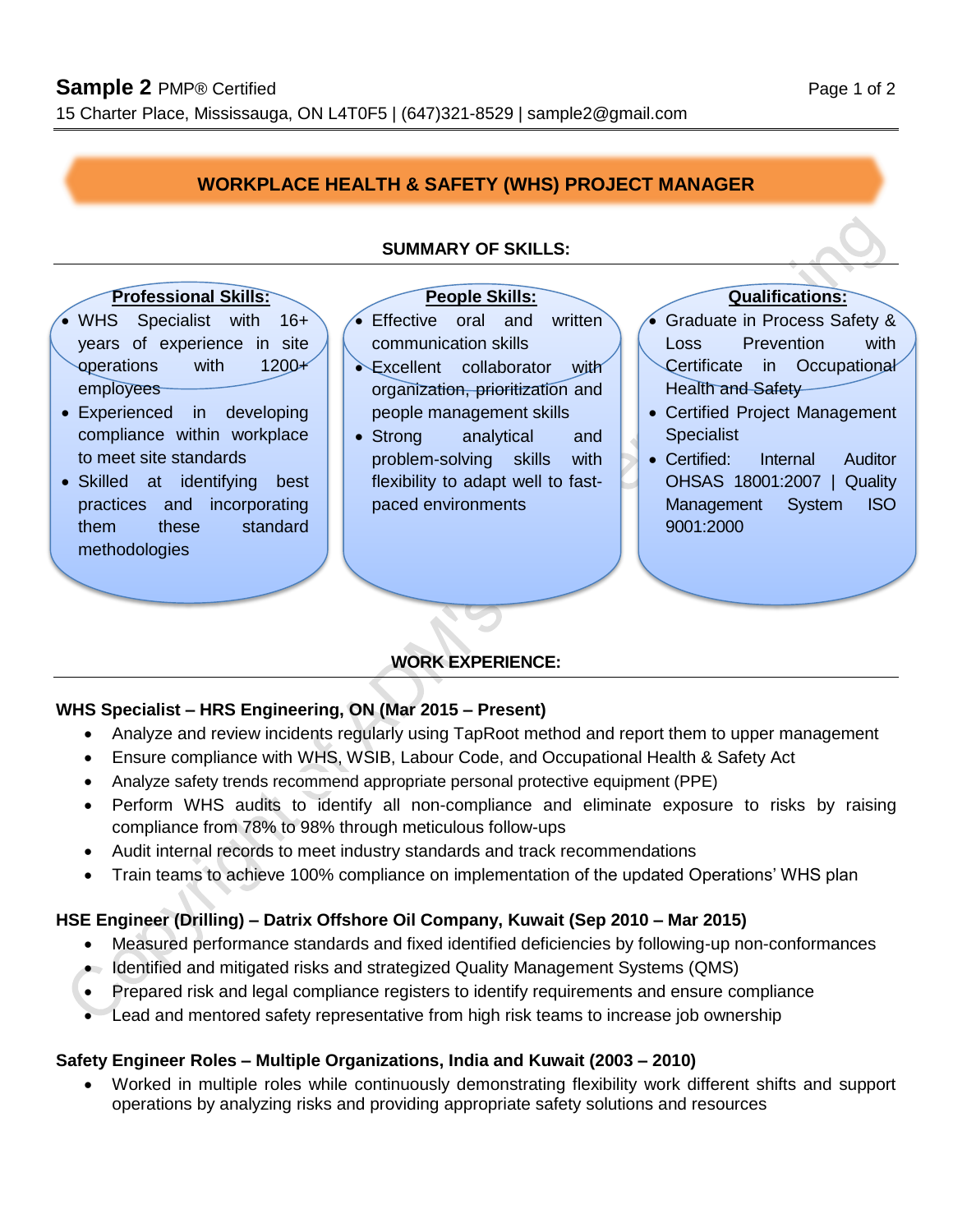# Sample 2 PMP® Certified

15 Charter Place, Mississauga, ON L4T0F5 | (647)321-8529 | sample2@gmail.com

## WORKPLACE HEALTH & SAFETY (WHS) PROJECT MANAGER

### SUMMARY OF SKILLS:

**Professional Skills:**

- WHS Specialist with 16+ years of experience in site operations with 1200+ employees
- Experienced in developing compliance within workplace to meet site standards
- Skilled at identifying best practices and incorporating them these standard methodologies

**People Skills:**

- Effective oral and written communication skills
- Excellent collaborator with organization, prioritization and people management skills
- Strong analytical and problem-solving skills with flexibility to adapt well to fast-paced environments

**Qualifications:**

- Graduate in Process Safety & Loss Prevention with Certificate in Occupational Health and Safety
- Certified Project Management Specialist
- Certified: Internal Auditor OHSAS 18001:2007 | Quality Management System ISO 9001:2000

### WORK EXPERIENCE:

**WHS Specialist – HRS Engineering, ON (Mar 2015 – Present)**

- Analyze and review incidents regularly using TapRoot method and report them to upper management
- Ensure compliance with WHS, WSIB, Labour Code, and Occupational Health & Safety Act
- Analyze safety trends recommend appropriate personal protective equipment (PPE)
- Perform WHS audits to identify all non-compliance and eliminate exposure to risks by raising compliance from 78% to 98% through meticulous follow-ups
- Audit internal records to meet industry standards and track recommendations
- Train teams to achieve 100% compliance on implementation of the updated Operations' WHS plan

**HSE Engineer (Drilling) – Datrix Offshore Oil Company, Kuwait (Sep 2010 – Mar 2015)**

- Measured performance standards and fixed identified deficiencies by following-up non-conformances
- Identified and mitigated risks and strategized Quality Management Systems (QMS)
- Prepared risk and legal compliance registers to identify requirements and ensure compliance
- Lead and mentored safety representative from high risk teams to increase job ownership

**Safety Engineer Roles – Multiple Organizations, India and Kuwait (2003 – 2010)**

- Worked in multiple roles while continuously demonstrating flexibility work different shifts and support operations by analyzing risks and providing appropriate safety solutions and resources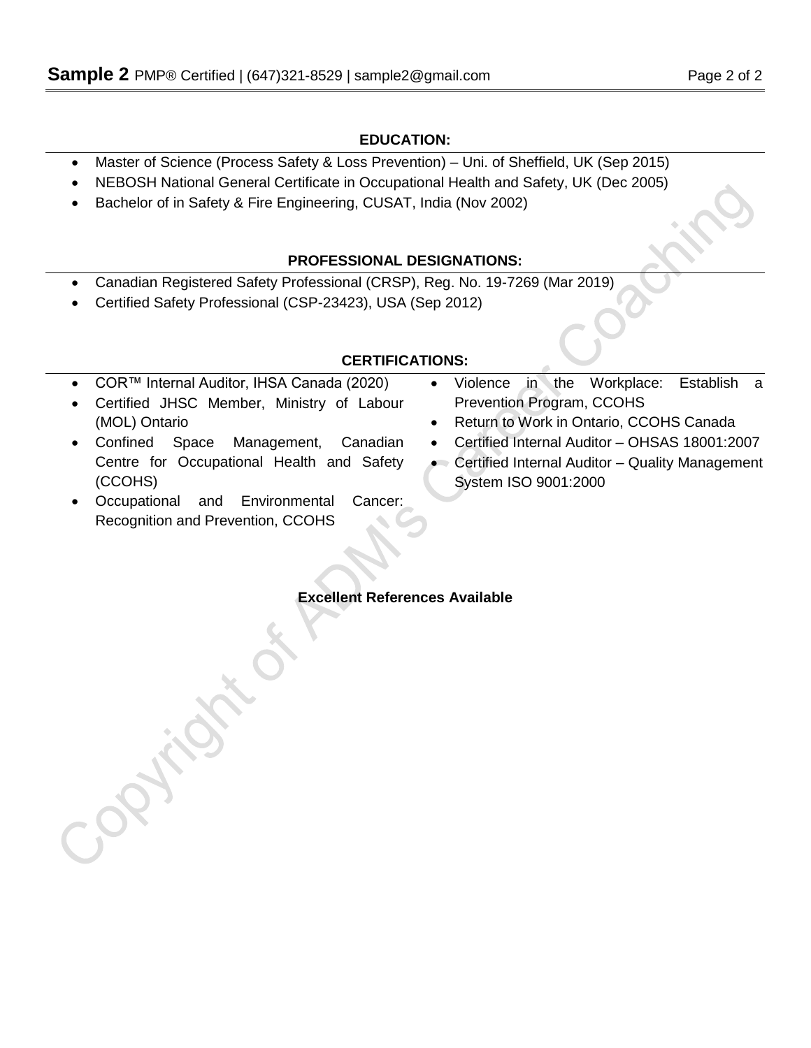## EDUCATION:

- Master of Science (Process Safety & Loss Prevention) – Uni. of Sheffield, UK (Sep 2015)
- NEBOSH National General Certificate in Occupational Health and Safety, UK (Dec 2005)
- Bachelor of in Safety & Fire Engineering, CUSAT, India (Nov 2002)

## PROFESSIONAL DESIGNATIONS:

- Canadian Registered Safety Professional (CRSP), Reg. No. 19-7269 (Mar 2019)
- Certified Safety Professional (CSP-23423), USA (Sep 2012)

## CERTIFICATIONS:

- COR™ Internal Auditor, IHSA Canada (2020)
- Certified JHSC Member, Ministry of Labour (MOL) Ontario
- Confined Space Management, Canadian Centre for Occupational Health and Safety (CCOHS)
- Occupational and Environmental Cancer: Recognition and Prevention, CCOHS
- Violence in the Workplace: Establish a Prevention Program, CCOHS
- Return to Work in Ontario, CCOHS Canada
- Certified Internal Auditor – OHSAS 18001:2007
- Certified Internal Auditor – Quality Management System ISO 9001:2000

**Excellent References Available**